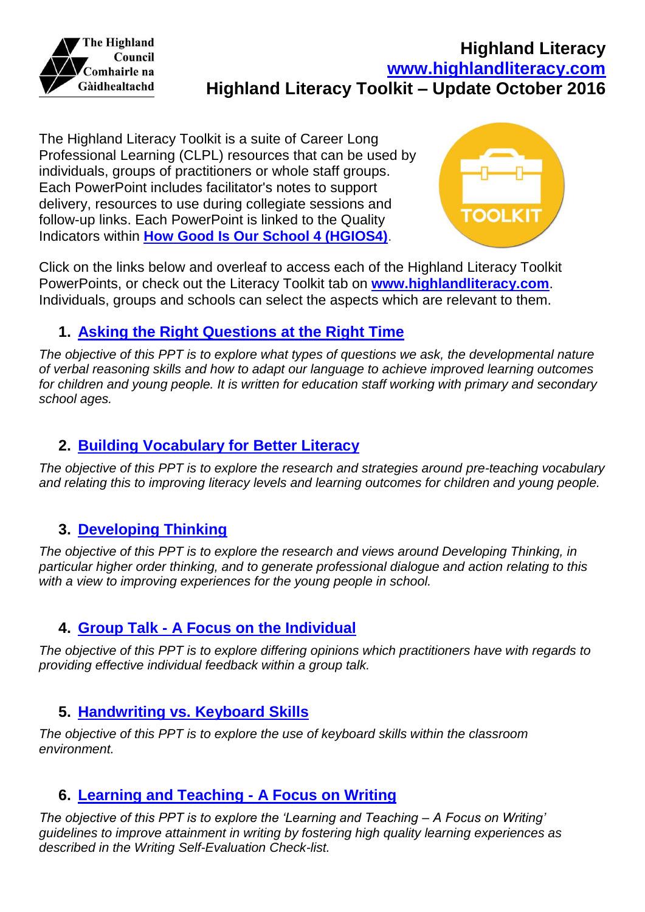The Highland Council
Comhairle na Gàidhealtachd

# Highland Literacy

**www.highlandliteracy.com**

## Highland Literacy Toolkit – Update October 2016

The Highland Literacy Toolkit is a suite of Career Long Professional Learning (CLPL) resources that can be used by individuals, groups of practitioners or whole staff groups. Each PowerPoint includes facilitator's notes to support delivery, resources to use during collegiate sessions and follow-up links. Each PowerPoint is linked to the Quality Indicators within **How Good Is Our School 4 (HGIOS4)**.

Click on the links below and overleaf to access each of the Highland Literacy Toolkit PowerPoints, or check out the Literacy Toolkit tab on **www.highlandliteracy.com**. Individuals, groups and schools can select the aspects which are relevant to them.

1. **Asking the Right Questions at the Right Time**

*The objective of this PPT is to explore what types of questions we ask, the developmental nature of verbal reasoning skills and how to adapt our language to achieve improved learning outcomes for children and young people. It is written for education staff working with primary and secondary school ages.*

2. **Building Vocabulary for Better Literacy**

*The objective of this PPT is to explore the research and strategies around pre-teaching vocabulary and relating this to improving literacy levels and learning outcomes for children and young people.*

3. **Developing Thinking**

*The objective of this PPT is to explore the research and views around Developing Thinking, in particular higher order thinking, and to generate professional dialogue and action relating to this with a view to improving experiences for the young people in school.*

4. **Group Talk - A Focus on the Individual**

*The objective of this PPT is to explore differing opinions which practitioners have with regards to providing effective individual feedback within a group talk.*

5. **Handwriting vs. Keyboard Skills**

*The objective of this PPT is to explore the use of keyboard skills within the classroom environment.*

6. **Learning and Teaching - A Focus on Writing**

*The objective of this PPT is to explore the 'Learning and Teaching – A Focus on Writing' guidelines to improve attainment in writing by fostering high quality learning experiences as described in the Writing Self-Evaluation Check-list.*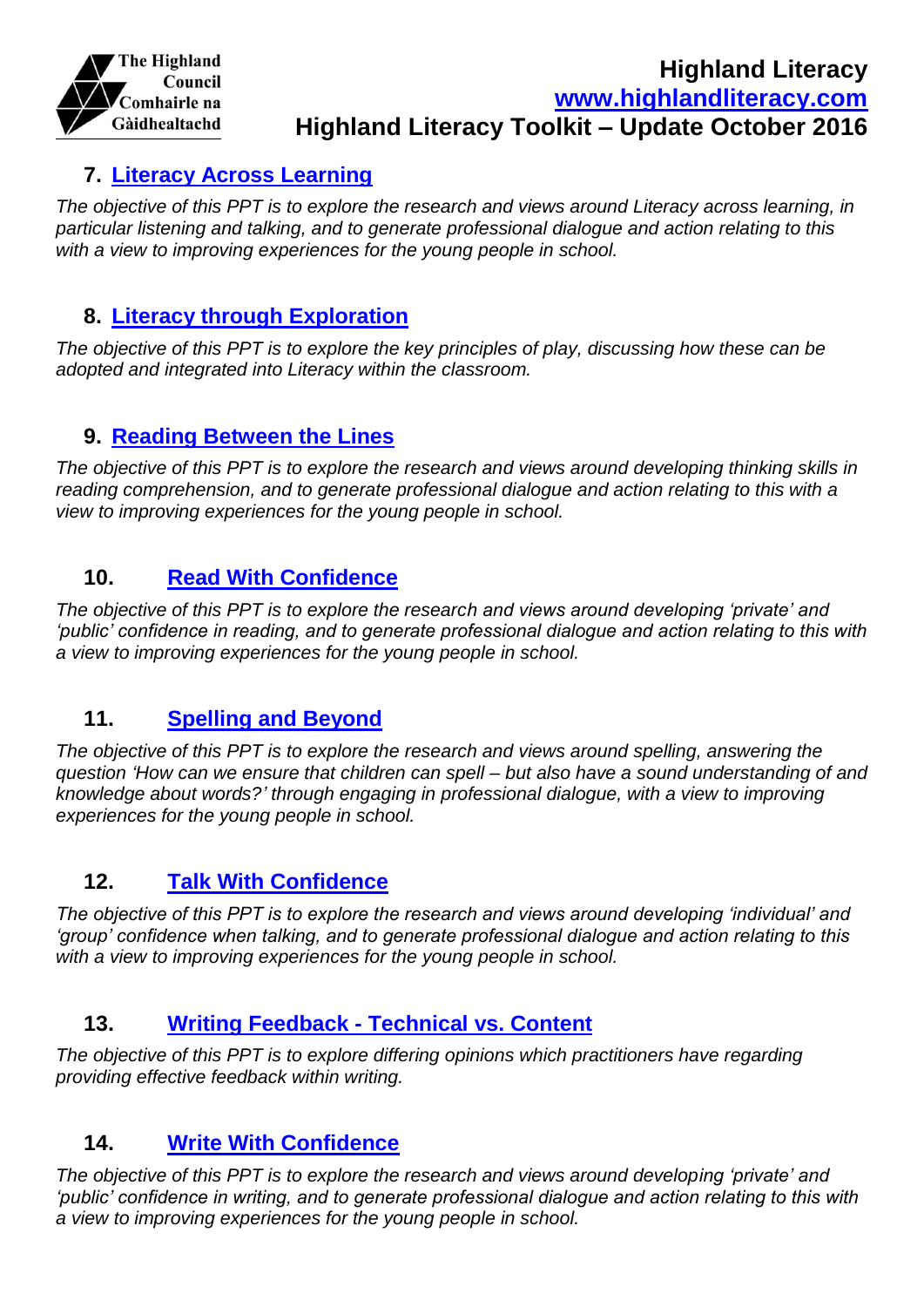# Highland Literacy

**www.highlandliteracy.com**

## Highland Literacy Toolkit – Update October 2016

### 7. Literacy Across Learning

*The objective of this PPT is to explore the research and views around Literacy across learning, in particular listening and talking, and to generate professional dialogue and action relating to this with a view to improving experiences for the young people in school.*

### 8. Literacy through Exploration

*The objective of this PPT is to explore the key principles of play, discussing how these can be adopted and integrated into Literacy within the classroom.*

### 9. Reading Between the Lines

*The objective of this PPT is to explore the research and views around developing thinking skills in reading comprehension, and to generate professional dialogue and action relating to this with a view to improving experiences for the young people in school.*

### 10. Read With Confidence

*The objective of this PPT is to explore the research and views around developing 'private' and 'public' confidence in reading, and to generate professional dialogue and action relating to this with a view to improving experiences for the young people in school.*

### 11. Spelling and Beyond

*The objective of this PPT is to explore the research and views around spelling, answering the question 'How can we ensure that children can spell – but also have a sound understanding of and knowledge about words?' through engaging in professional dialogue, with a view to improving experiences for the young people in school.*

### 12. Talk With Confidence

*The objective of this PPT is to explore the research and views around developing 'individual' and 'group' confidence when talking, and to generate professional dialogue and action relating to this with a view to improving experiences for the young people in school.*

### 13. Writing Feedback - Technical vs. Content

*The objective of this PPT is to explore differing opinions which practitioners have regarding providing effective feedback within writing.*

### 14. Write With Confidence

*The objective of this PPT is to explore the research and views around developing 'private' and 'public' confidence in writing, and to generate professional dialogue and action relating to this with a view to improving experiences for the young people in school.*